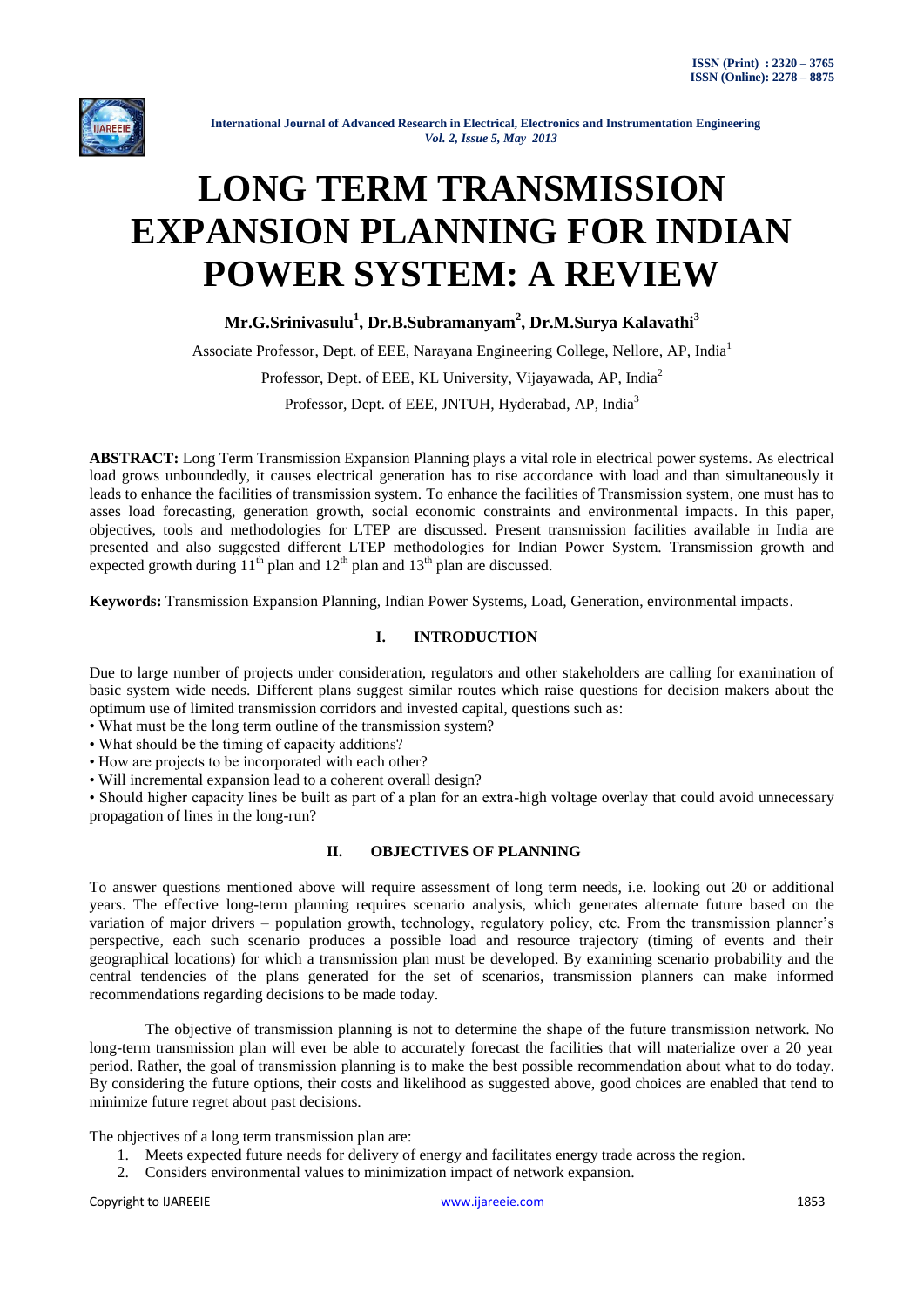# LONG TERM TRANSMISSION EXPANSION PLANNING FOR INDIAN POWER SYSTEM: A REVIEW

**Mr.G.Srinivasulu[1], Dr.B.Subramanyam[2], Dr.M.Surya Kalavathi[3]**

Associate Professor, Dept. of EEE, Narayana Engineering College, Nellore, AP, India[1]

Professor, Dept. of EEE, KL University, Vijayawada, AP, India[2]

Professor, Dept. of EEE, JNTUH, Hyderabad, AP, India[3]

**ABSTRACT:** Long Term Transmission Expansion Planning plays a vital role in electrical power systems. As electrical load grows unboundedly, it causes electrical generation has to rise accordance with load and than simultaneously it leads to enhance the facilities of transmission system. To enhance the facilities of Transmission system, one must has to asses load forecasting, generation growth, social economic constraints and environmental impacts. In this paper, objectives, tools and methodologies for LTEP are discussed. Present transmission facilities available in India are presented and also suggested different LTEP methodologies for Indian Power System. Transmission growth and expected growth during 11th plan and 12th plan and 13th plan are discussed.

**Keywords:** Transmission Expansion Planning, Indian Power Systems, Load, Generation, environmental impacts.

## I. INTRODUCTION

Due to large number of projects under consideration, regulators and other stakeholders are calling for examination of basic system wide needs. Different plans suggest similar routes which raise questions for decision makers about the optimum use of limited transmission corridors and invested capital, questions such as:

- What must be the long term outline of the transmission system?
- What should be the timing of capacity additions?
- How are projects to be incorporated with each other?
- Will incremental expansion lead to a coherent overall design?
- Should higher capacity lines be built as part of a plan for an extra-high voltage overlay that could avoid unnecessary propagation of lines in the long-run?

## II. OBJECTIVES OF PLANNING

To answer questions mentioned above will require assessment of long term needs, i.e. looking out 20 or additional years. The effective long-term planning requires scenario analysis, which generates alternate future based on the variation of major drivers – population growth, technology, regulatory policy, etc. From the transmission planner's perspective, each such scenario produces a possible load and resource trajectory (timing of events and their geographical locations) for which a transmission plan must be developed. By examining scenario probability and the central tendencies of the plans generated for the set of scenarios, transmission planners can make informed recommendations regarding decisions to be made today.

The objective of transmission planning is not to determine the shape of the future transmission network. No long-term transmission plan will ever be able to accurately forecast the facilities that will materialize over a 20 year period. Rather, the goal of transmission planning is to make the best possible recommendation about what to do today. By considering the future options, their costs and likelihood as suggested above, good choices are enabled that tend to minimize future regret about past decisions.

The objectives of a long term transmission plan are:

1. Meets expected future needs for delivery of energy and facilitates energy trade across the region.
2. Considers environmental values to minimization impact of network expansion.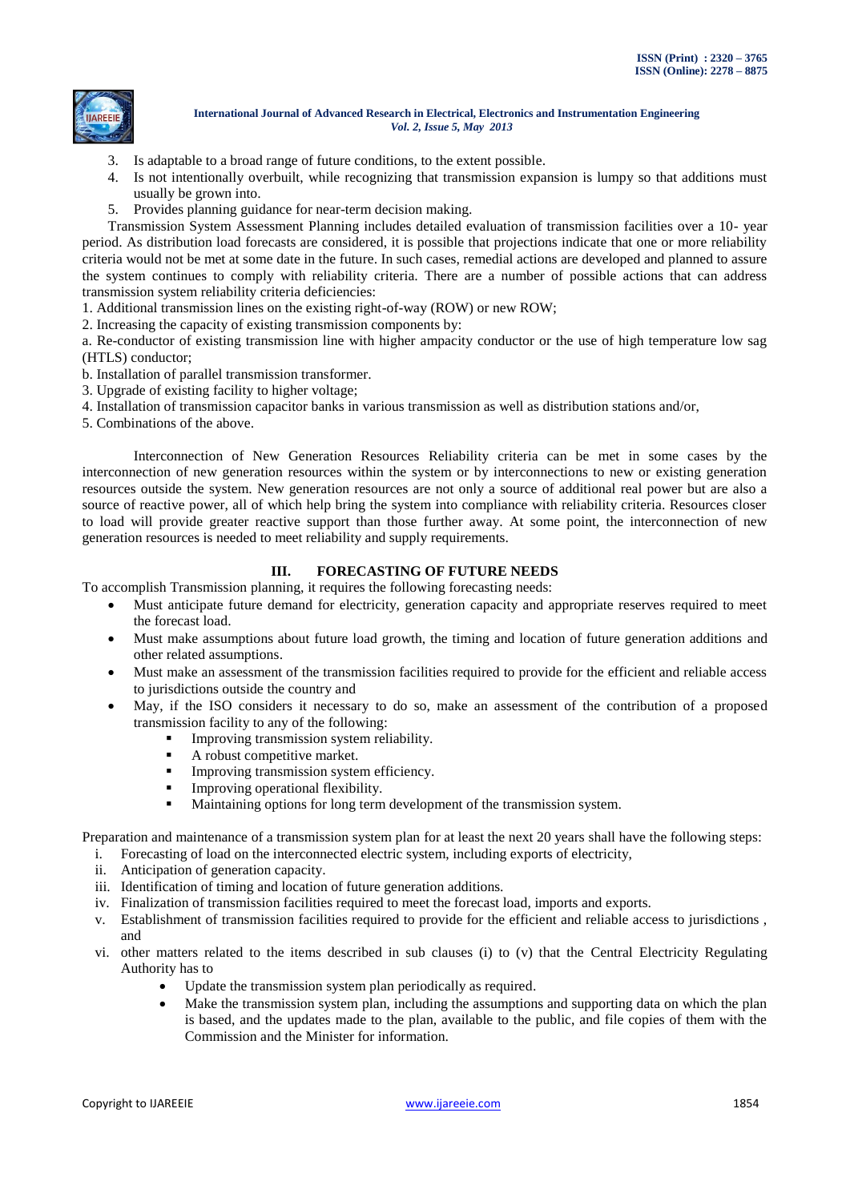3. Is adaptable to a broad range of future conditions, to the extent possible.
4. Is not intentionally overbuilt, while recognizing that transmission expansion is lumpy so that additions must usually be grown into.
5. Provides planning guidance for near-term decision making.

Transmission System Assessment Planning includes detailed evaluation of transmission facilities over a 10- year period. As distribution load forecasts are considered, it is possible that projections indicate that one or more reliability criteria would not be met at some date in the future. In such cases, remedial actions are developed and planned to assure the system continues to comply with reliability criteria. There are a number of possible actions that can address transmission system reliability criteria deficiencies:

1. Additional transmission lines on the existing right-of-way (ROW) or new ROW;
2. Increasing the capacity of existing transmission components by:

a. Re-conductor of existing transmission line with higher ampacity conductor or the use of high temperature low sag (HTLS) conductor;

b. Installation of parallel transmission transformer.

3. Upgrade of existing facility to higher voltage;
4. Installation of transmission capacitor banks in various transmission as well as distribution stations and/or,
5. Combinations of the above.

Interconnection of New Generation Resources Reliability criteria can be met in some cases by the interconnection of new generation resources within the system or by interconnections to new or existing generation resources outside the system. New generation resources are not only a source of additional real power but are also a source of reactive power, all of which help bring the system into compliance with reliability criteria. Resources closer to load will provide greater reactive support than those further away. At some point, the interconnection of new generation resources is needed to meet reliability and supply requirements.

## III. FORECASTING OF FUTURE NEEDS

To accomplish Transmission planning, it requires the following forecasting needs:

- Must anticipate future demand for electricity, generation capacity and appropriate reserves required to meet the forecast load.
- Must make assumptions about future load growth, the timing and location of future generation additions and other related assumptions.
- Must make an assessment of the transmission facilities required to provide for the efficient and reliable access to jurisdictions outside the country and
- May, if the ISO considers it necessary to do so, make an assessment of the contribution of a proposed transmission facility to any of the following:
  - Improving transmission system reliability.
  - A robust competitive market.
  - Improving transmission system efficiency.
  - Improving operational flexibility.
  - Maintaining options for long term development of the transmission system.

Preparation and maintenance of a transmission system plan for at least the next 20 years shall have the following steps:

i. Forecasting of load on the interconnected electric system, including exports of electricity,
ii. Anticipation of generation capacity.
iii. Identification of timing and location of future generation additions.
iv. Finalization of transmission facilities required to meet the forecast load, imports and exports.
v. Establishment of transmission facilities required to provide for the efficient and reliable access to jurisdictions , and
vi. other matters related to the items described in sub clauses (i) to (v) that the Central Electricity Regulating Authority has to
    - Update the transmission system plan periodically as required.
    - Make the transmission system plan, including the assumptions and supporting data on which the plan is based, and the updates made to the plan, available to the public, and file copies of them with the Commission and the Minister for information.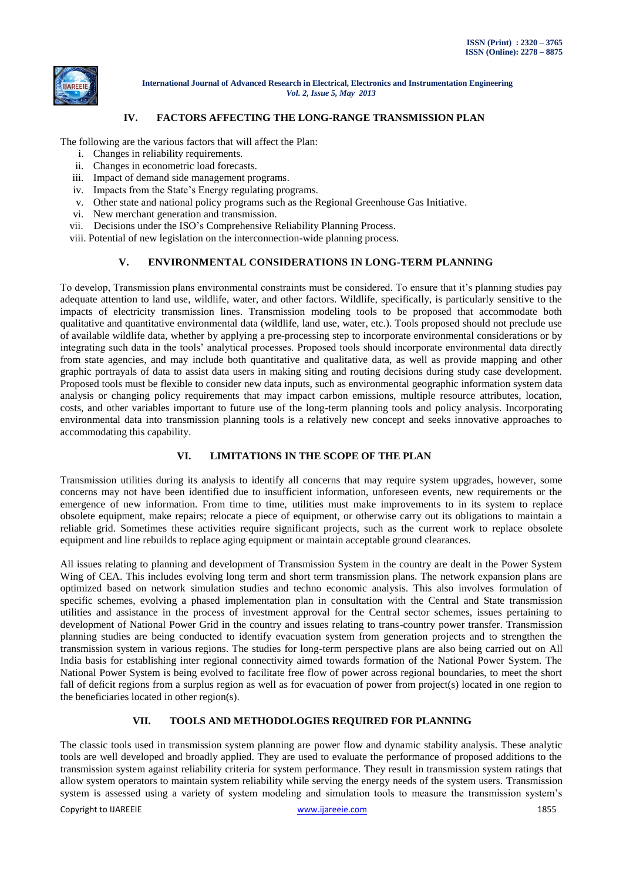## IV. FACTORS AFFECTING THE LONG-RANGE TRANSMISSION PLAN

The following are the various factors that will affect the Plan:

- i. Changes in reliability requirements.
- ii. Changes in econometric load forecasts.
- iii. Impact of demand side management programs.
- iv. Impacts from the State's Energy regulating programs.
- v. Other state and national policy programs such as the Regional Greenhouse Gas Initiative.
- vi. New merchant generation and transmission.
- vii. Decisions under the ISO's Comprehensive Reliability Planning Process.
- viii. Potential of new legislation on the interconnection-wide planning process.

## V. ENVIRONMENTAL CONSIDERATIONS IN LONG-TERM PLANNING

To develop, Transmission plans environmental constraints must be considered. To ensure that it's planning studies pay adequate attention to land use, wildlife, water, and other factors. Wildlife, specifically, is particularly sensitive to the impacts of electricity transmission lines. Transmission modeling tools to be proposed that accommodate both qualitative and quantitative environmental data (wildlife, land use, water, etc.). Tools proposed should not preclude use of available wildlife data, whether by applying a pre-processing step to incorporate environmental considerations or by integrating such data in the tools' analytical processes. Proposed tools should incorporate environmental data directly from state agencies, and may include both quantitative and qualitative data, as well as provide mapping and other graphic portrayals of data to assist data users in making siting and routing decisions during study case development. Proposed tools must be flexible to consider new data inputs, such as environmental geographic information system data analysis or changing policy requirements that may impact carbon emissions, multiple resource attributes, location, costs, and other variables important to future use of the long-term planning tools and policy analysis. Incorporating environmental data into transmission planning tools is a relatively new concept and seeks innovative approaches to accommodating this capability.

## VI. LIMITATIONS IN THE SCOPE OF THE PLAN

Transmission utilities during its analysis to identify all concerns that may require system upgrades, however, some concerns may not have been identified due to insufficient information, unforeseen events, new requirements or the emergence of new information. From time to time, utilities must make improvements to in its system to replace obsolete equipment, make repairs; relocate a piece of equipment, or otherwise carry out its obligations to maintain a reliable grid. Sometimes these activities require significant projects, such as the current work to replace obsolete equipment and line rebuilds to replace aging equipment or maintain acceptable ground clearances.

All issues relating to planning and development of Transmission System in the country are dealt in the Power System Wing of CEA. This includes evolving long term and short term transmission plans. The network expansion plans are optimized based on network simulation studies and techno economic analysis. This also involves formulation of specific schemes, evolving a phased implementation plan in consultation with the Central and State transmission utilities and assistance in the process of investment approval for the Central sector schemes, issues pertaining to development of National Power Grid in the country and issues relating to trans-country power transfer. Transmission planning studies are being conducted to identify evacuation system from generation projects and to strengthen the transmission system in various regions. The studies for long-term perspective plans are also being carried out on All India basis for establishing inter regional connectivity aimed towards formation of the National Power System. The National Power System is being evolved to facilitate free flow of power across regional boundaries, to meet the short fall of deficit regions from a surplus region as well as for evacuation of power from project(s) located in one region to the beneficiaries located in other region(s).

## VII. TOOLS AND METHODOLOGIES REQUIRED FOR PLANNING

The classic tools used in transmission system planning are power flow and dynamic stability analysis. These analytic tools are well developed and broadly applied. They are used to evaluate the performance of proposed additions to the transmission system against reliability criteria for system performance. They result in transmission system ratings that allow system operators to maintain system reliability while serving the energy needs of the system users. Transmission system is assessed using a variety of system modeling and simulation tools to measure the transmission system's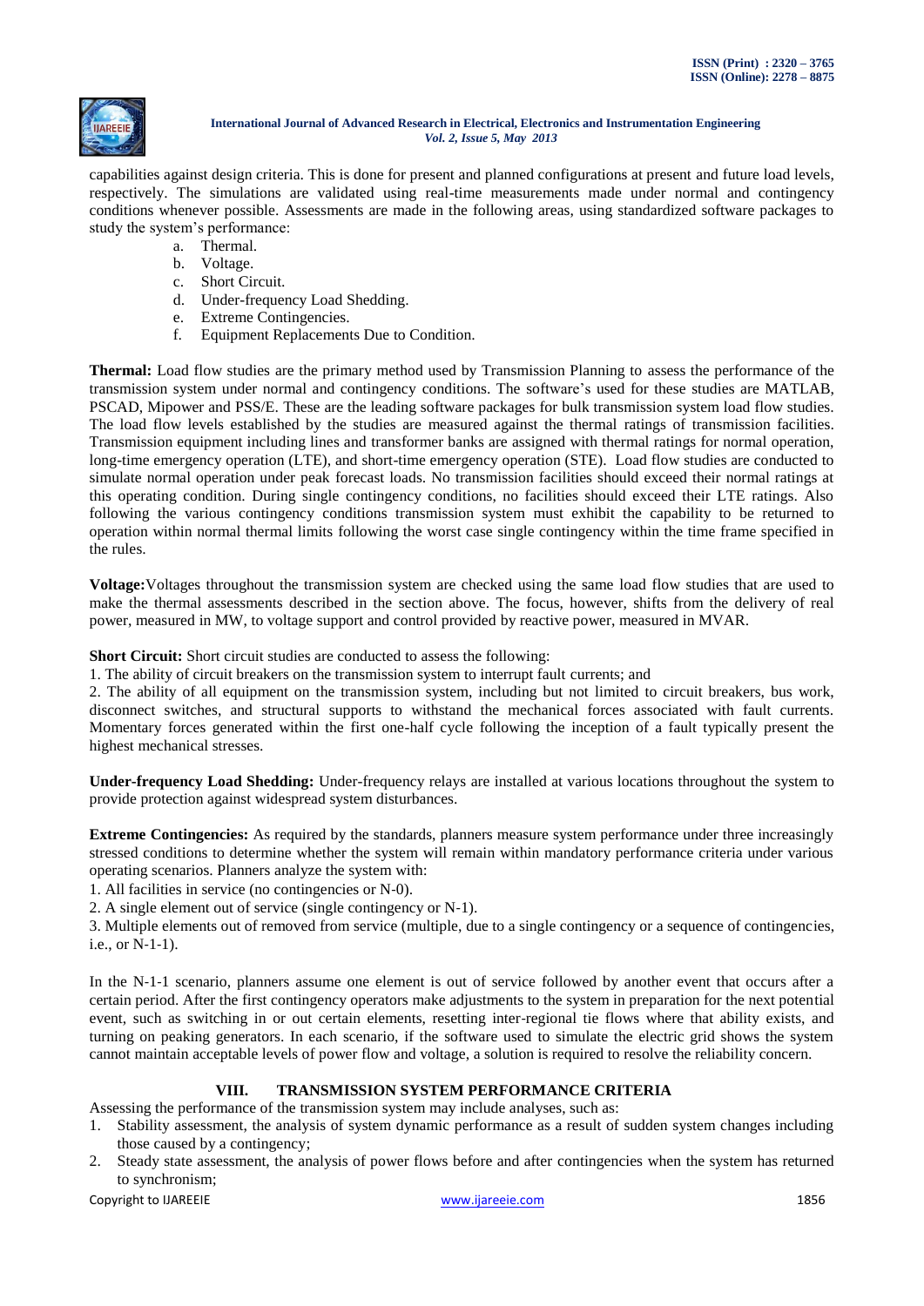capabilities against design criteria. This is done for present and planned configurations at present and future load levels, respectively. The simulations are validated using real-time measurements made under normal and contingency conditions whenever possible. Assessments are made in the following areas, using standardized software packages to study the system's performance:

a. Thermal.
b. Voltage.
c. Short Circuit.
d. Under-frequency Load Shedding.
e. Extreme Contingencies.
f. Equipment Replacements Due to Condition.

**Thermal:** Load flow studies are the primary method used by Transmission Planning to assess the performance of the transmission system under normal and contingency conditions. The software's used for these studies are MATLAB, PSCAD, Mipower and PSS/E. These are the leading software packages for bulk transmission system load flow studies. The load flow levels established by the studies are measured against the thermal ratings of transmission facilities. Transmission equipment including lines and transformer banks are assigned with thermal ratings for normal operation, long-time emergency operation (LTE), and short-time emergency operation (STE). Load flow studies are conducted to simulate normal operation under peak forecast loads. No transmission facilities should exceed their normal ratings at this operating condition. During single contingency conditions, no facilities should exceed their LTE ratings. Also following the various contingency conditions transmission system must exhibit the capability to be returned to operation within normal thermal limits following the worst case single contingency within the time frame specified in the rules.

**Voltage:**Voltages throughout the transmission system are checked using the same load flow studies that are used to make the thermal assessments described in the section above. The focus, however, shifts from the delivery of real power, measured in MW, to voltage support and control provided by reactive power, measured in MVAR.

**Short Circuit:** Short circuit studies are conducted to assess the following:

1. The ability of circuit breakers on the transmission system to interrupt fault currents; and
2. The ability of all equipment on the transmission system, including but not limited to circuit breakers, bus work, disconnect switches, and structural supports to withstand the mechanical forces associated with fault currents. Momentary forces generated within the first one-half cycle following the inception of a fault typically present the highest mechanical stresses.

**Under-frequency Load Shedding:** Under-frequency relays are installed at various locations throughout the system to provide protection against widespread system disturbances.

**Extreme Contingencies:** As required by the standards, planners measure system performance under three increasingly stressed conditions to determine whether the system will remain within mandatory performance criteria under various operating scenarios. Planners analyze the system with:

1. All facilities in service (no contingencies or N-0).
2. A single element out of service (single contingency or N-1).
3. Multiple elements out of removed from service (multiple, due to a single contingency or a sequence of contingencies, i.e., or N-1-1).

In the N-1-1 scenario, planners assume one element is out of service followed by another event that occurs after a certain period. After the first contingency operators make adjustments to the system in preparation for the next potential event, such as switching in or out certain elements, resetting inter-regional tie flows where that ability exists, and turning on peaking generators. In each scenario, if the software used to simulate the electric grid shows the system cannot maintain acceptable levels of power flow and voltage, a solution is required to resolve the reliability concern.

## VIII. TRANSMISSION SYSTEM PERFORMANCE CRITERIA

Assessing the performance of the transmission system may include analyses, such as:

1. Stability assessment, the analysis of system dynamic performance as a result of sudden system changes including those caused by a contingency;
2. Steady state assessment, the analysis of power flows before and after contingencies when the system has returned to synchronism;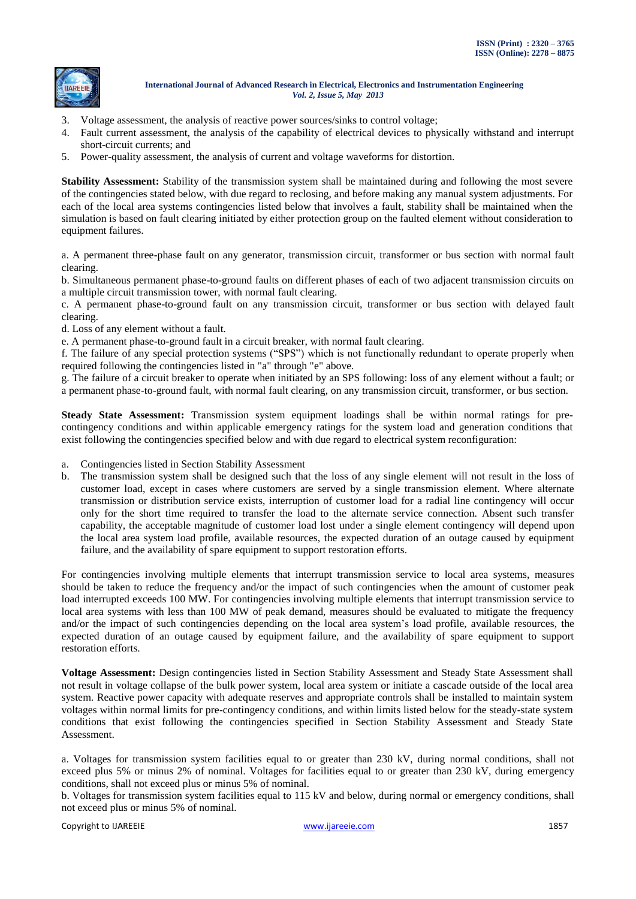3. Voltage assessment, the analysis of reactive power sources/sinks to control voltage;
4. Fault current assessment, the analysis of the capability of electrical devices to physically withstand and interrupt short-circuit currents; and
5. Power-quality assessment, the analysis of current and voltage waveforms for distortion.

**Stability Assessment:** Stability of the transmission system shall be maintained during and following the most severe of the contingencies stated below, with due regard to reclosing, and before making any manual system adjustments. For each of the local area systems contingencies listed below that involves a fault, stability shall be maintained when the simulation is based on fault clearing initiated by either protection group on the faulted element without consideration to equipment failures.

a. A permanent three-phase fault on any generator, transmission circuit, transformer or bus section with normal fault clearing.
b. Simultaneous permanent phase-to-ground faults on different phases of each of two adjacent transmission circuits on a multiple circuit transmission tower, with normal fault clearing.
c. A permanent phase-to-ground fault on any transmission circuit, transformer or bus section with delayed fault clearing.
d. Loss of any element without a fault.
e. A permanent phase-to-ground fault in a circuit breaker, with normal fault clearing.
f. The failure of any special protection systems ("SPS") which is not functionally redundant to operate properly when required following the contingencies listed in "a" through "e" above.
g. The failure of a circuit breaker to operate when initiated by an SPS following: loss of any element without a fault; or a permanent phase-to-ground fault, with normal fault clearing, on any transmission circuit, transformer, or bus section.

**Steady State Assessment:** Transmission system equipment loadings shall be within normal ratings for pre-contingency conditions and within applicable emergency ratings for the system load and generation conditions that exist following the contingencies specified below and with due regard to electrical system reconfiguration:

a. Contingencies listed in Section Stability Assessment
b. The transmission system shall be designed such that the loss of any single element will not result in the loss of customer load, except in cases where customers are served by a single transmission element. Where alternate transmission or distribution service exists, interruption of customer load for a radial line contingency will occur only for the short time required to transfer the load to the alternate service connection. Absent such transfer capability, the acceptable magnitude of customer load lost under a single element contingency will depend upon the local area system load profile, available resources, the expected duration of an outage caused by equipment failure, and the availability of spare equipment to support restoration efforts.

For contingencies involving multiple elements that interrupt transmission service to local area systems, measures should be taken to reduce the frequency and/or the impact of such contingencies when the amount of customer peak load interrupted exceeds 100 MW. For contingencies involving multiple elements that interrupt transmission service to local area systems with less than 100 MW of peak demand, measures should be evaluated to mitigate the frequency and/or the impact of such contingencies depending on the local area system's load profile, available resources, the expected duration of an outage caused by equipment failure, and the availability of spare equipment to support restoration efforts.

**Voltage Assessment:** Design contingencies listed in Section Stability Assessment and Steady State Assessment shall not result in voltage collapse of the bulk power system, local area system or initiate a cascade outside of the local area system. Reactive power capacity with adequate reserves and appropriate controls shall be installed to maintain system voltages within normal limits for pre-contingency conditions, and within limits listed below for the steady-state system conditions that exist following the contingencies specified in Section Stability Assessment and Steady State Assessment.

a. Voltages for transmission system facilities equal to or greater than 230 kV, during normal conditions, shall not exceed plus 5% or minus 2% of nominal. Voltages for facilities equal to or greater than 230 kV, during emergency conditions, shall not exceed plus or minus 5% of nominal.
b. Voltages for transmission system facilities equal to 115 kV and below, during normal or emergency conditions, shall not exceed plus or minus 5% of nominal.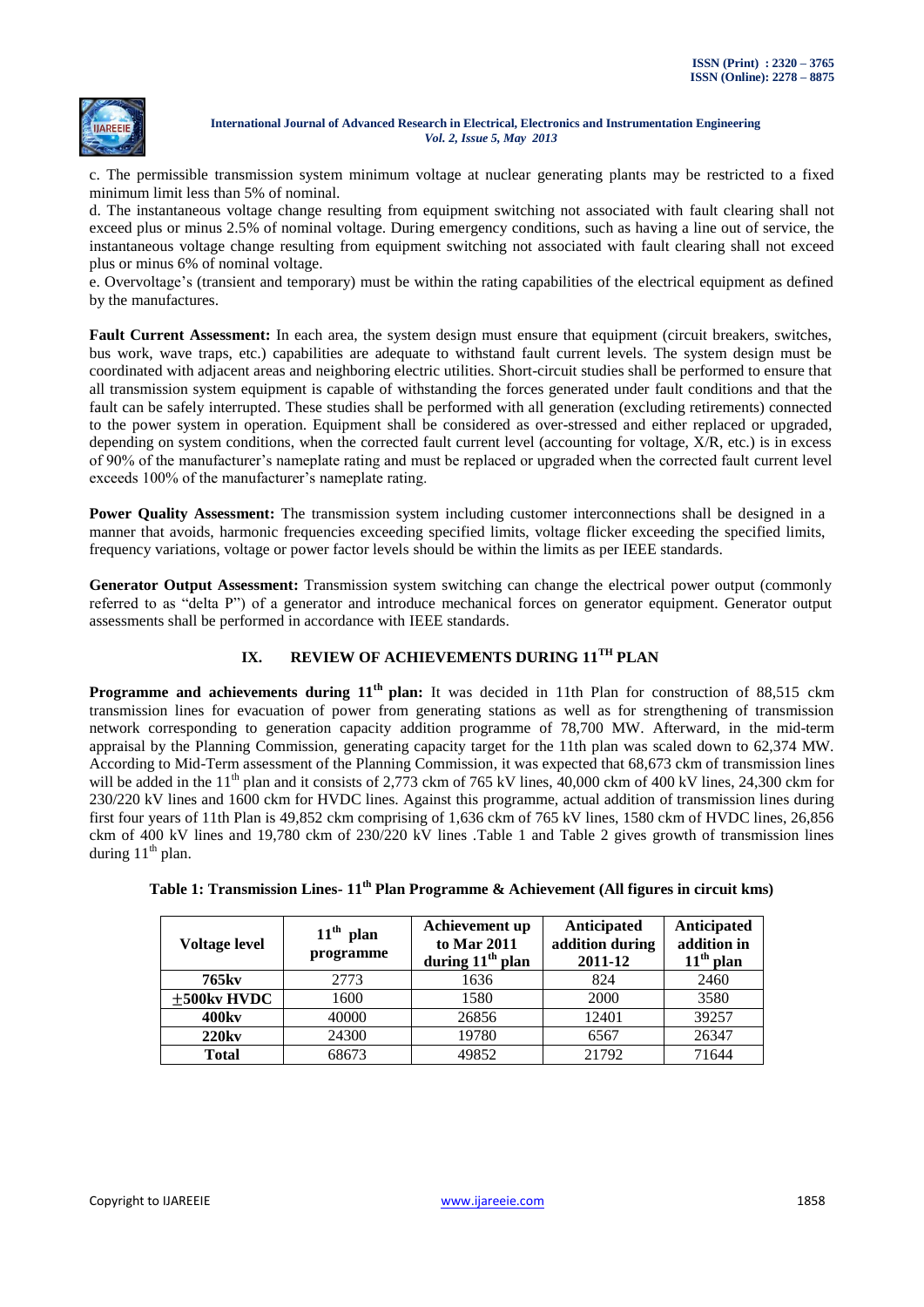c. The permissible transmission system minimum voltage at nuclear generating plants may be restricted to a fixed minimum limit less than 5% of nominal.

d. The instantaneous voltage change resulting from equipment switching not associated with fault clearing shall not exceed plus or minus 2.5% of nominal voltage. During emergency conditions, such as having a line out of service, the instantaneous voltage change resulting from equipment switching not associated with fault clearing shall not exceed plus or minus 6% of nominal voltage.

e. Overvoltage's (transient and temporary) must be within the rating capabilities of the electrical equipment as defined by the manufacturers.

**Fault Current Assessment:** In each area, the system design must ensure that equipment (circuit breakers, switches, bus work, wave traps, etc.) capabilities are adequate to withstand fault current levels. The system design must be coordinated with adjacent areas and neighboring electric utilities. Short-circuit studies shall be performed to ensure that all transmission system equipment is capable of withstanding the forces generated under fault conditions and that the fault can be safely interrupted. These studies shall be performed with all generation (excluding retirements) connected to the power system in operation. Equipment shall be considered as over-stressed and either replaced or upgraded, depending on system conditions, when the corrected fault current level (accounting for voltage, X/R, etc.) is in excess of 90% of the manufacturer's nameplate rating and must be replaced or upgraded when the corrected fault current level exceeds 100% of the manufacturer's nameplate rating.

**Power Quality Assessment:** The transmission system including customer interconnections shall be designed in a manner that avoids, harmonic frequencies exceeding specified limits, voltage flicker exceeding the specified limits, frequency variations, voltage or power factor levels should be within the limits as per IEEE standards.

**Generator Output Assessment:** Transmission system switching can change the electrical power output (commonly referred to as "delta P") of a generator and introduce mechanical forces on generator equipment. Generator output assessments shall be performed in accordance with IEEE standards.

## IX. REVIEW OF ACHIEVEMENTS DURING 11$^{TH}$ PLAN

**Programme and achievements during 11$^{th}$ plan:** It was decided in 11th Plan for construction of 88,515 ckm transmission lines for evacuation of power from generating stations as well as for strengthening of transmission network corresponding to generation capacity addition programme of 78,700 MW. Afterward, in the mid-term appraisal by the Planning Commission, generating capacity target for the 11th plan was scaled down to 62,374 MW. According to Mid-Term assessment of the Planning Commission, it was expected that 68,673 ckm of transmission lines will be added in the 11$^{th}$ plan and it consists of 2,773 ckm of 765 kV lines, 40,000 ckm of 400 kV lines, 24,300 ckm for 230/220 kV lines and 1600 ckm for HVDC lines. Against this programme, actual addition of transmission lines during first four years of 11th Plan is 49,852 ckm comprising of 1,636 ckm of 765 kV lines, 1580 ckm of HVDC lines, 26,856 ckm of 400 kV lines and 19,780 ckm of 230/220 kV lines .Table 1 and Table 2 gives growth of transmission lines during 11$^{th}$ plan.

**Table 1: Transmission Lines- 11$^{th}$ Plan Programme & Achievement (All figures in circuit kms)**

| Voltage level | 11$^{th}$ plan programme | Achievement up to Mar 2011 during 11$^{th}$ plan | Anticipated addition during 2011-12 | Anticipated addition in 11$^{th}$ plan |
|---|---|---|---|---|
| **765kv** | 2773 | 1636 | 824 | 2460 |
| **±500kv HVDC** | 1600 | 1580 | 2000 | 3580 |
| **400kv** | 40000 | 26856 | 12401 | 39257 |
| **220kv** | 24300 | 19780 | 6567 | 26347 |
| **Total** | 68673 | 49852 | 21792 | 71644 |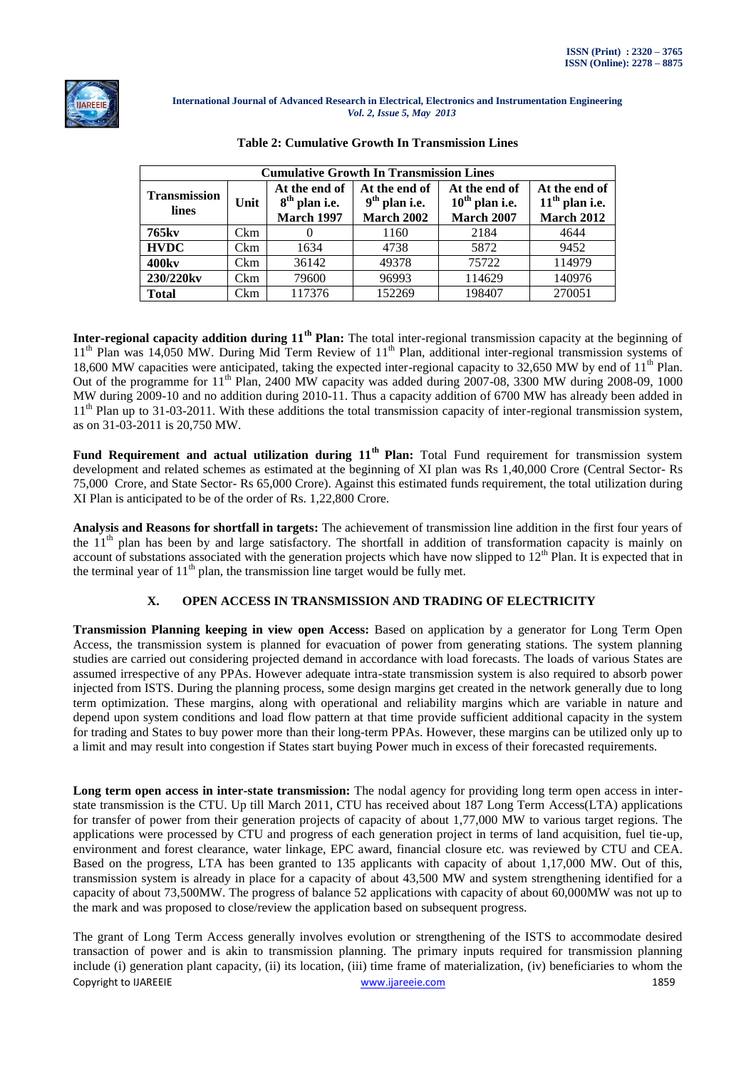**Table 2: Cumulative Growth In Transmission Lines**

| Cumulative Growth In Transmission Lines | | | | | |
|---|---|---|---|---|---|
| **Transmission lines** | **Unit** | **At the end of 8th plan i.e. March 1997** | **At the end of 9th plan i.e. March 2002** | **At the end of 10th plan i.e. March 2007** | **At the end of 11th plan i.e. March 2012** |
| **765kv** | Ckm | 0 | 1160 | 2184 | 4644 |
| **HVDC** | Ckm | 1634 | 4738 | 5872 | 9452 |
| **400kv** | Ckm | 36142 | 49378 | 75722 | 114979 |
| **230/220kv** | Ckm | 79600 | 96993 | 114629 | 140976 |
| **Total** | Ckm | 117376 | 152269 | 198407 | 270051 |

**Inter-regional capacity addition during 11th Plan:** The total inter-regional transmission capacity at the beginning of 11th Plan was 14,050 MW. During Mid Term Review of 11th Plan, additional inter-regional transmission systems of 18,600 MW capacities were anticipated, taking the expected inter-regional capacity to 32,650 MW by end of 11th Plan. Out of the programme for 11th Plan, 2400 MW capacity was added during 2007-08, 3300 MW during 2008-09, 1000 MW during 2009-10 and no addition during 2010-11. Thus a capacity addition of 6700 MW has already been added in 11th Plan up to 31-03-2011. With these additions the total transmission capacity of inter-regional transmission system, as on 31-03-2011 is 20,750 MW.

**Fund Requirement and actual utilization during 11th Plan:** Total Fund requirement for transmission system development and related schemes as estimated at the beginning of XI plan was Rs 1,40,000 Crore (Central Sector- Rs 75,000 Crore, and State Sector- Rs 65,000 Crore). Against this estimated funds requirement, the total utilization during XI Plan is anticipated to be of the order of Rs. 1,22,800 Crore.

**Analysis and Reasons for shortfall in targets:** The achievement of transmission line addition in the first four years of the 11th plan has been by and large satisfactory. The shortfall in addition of transformation capacity is mainly on account of substations associated with the generation projects which have now slipped to 12th Plan. It is expected that in the terminal year of 11th plan, the transmission line target would be fully met.

## X. OPEN ACCESS IN TRANSMISSION AND TRADING OF ELECTRICITY

**Transmission Planning keeping in view open Access:** Based on application by a generator for Long Term Open Access, the transmission system is planned for evacuation of power from generating stations. The system planning studies are carried out considering projected demand in accordance with load forecasts. The loads of various States are assumed irrespective of any PPAs. However adequate intra-state transmission system is also required to absorb power injected from ISTS. During the planning process, some design margins get created in the network generally due to long term optimization. These margins, along with operational and reliability margins which are variable in nature and depend upon system conditions and load flow pattern at that time provide sufficient additional capacity in the system for trading and States to buy power more than their long-term PPAs. However, these margins can be utilized only up to a limit and may result into congestion if States start buying Power much in excess of their forecasted requirements.

**Long term open access in inter-state transmission:** The nodal agency for providing long term open access in inter-state transmission is the CTU. Up till March 2011, CTU has received about 187 Long Term Access(LTA) applications for transfer of power from their generation projects of capacity of about 1,77,000 MW to various target regions. The applications were processed by CTU and progress of each generation project in terms of land acquisition, fuel tie-up, environment and forest clearance, water linkage, EPC award, financial closure etc. was reviewed by CTU and CEA. Based on the progress, LTA has been granted to 135 applicants with capacity of about 1,17,000 MW. Out of this, transmission system is already in place for a capacity of about 43,500 MW and system strengthening identified for a capacity of about 73,500MW. The progress of balance 52 applications with capacity of about 60,000MW was not up to the mark and was proposed to close/review the application based on subsequent progress.

The grant of Long Term Access generally involves evolution or strengthening of the ISTS to accommodate desired transaction of power and is akin to transmission planning. The primary inputs required for transmission planning include (i) generation plant capacity, (ii) its location, (iii) time frame of materialization, (iv) beneficiaries to whom the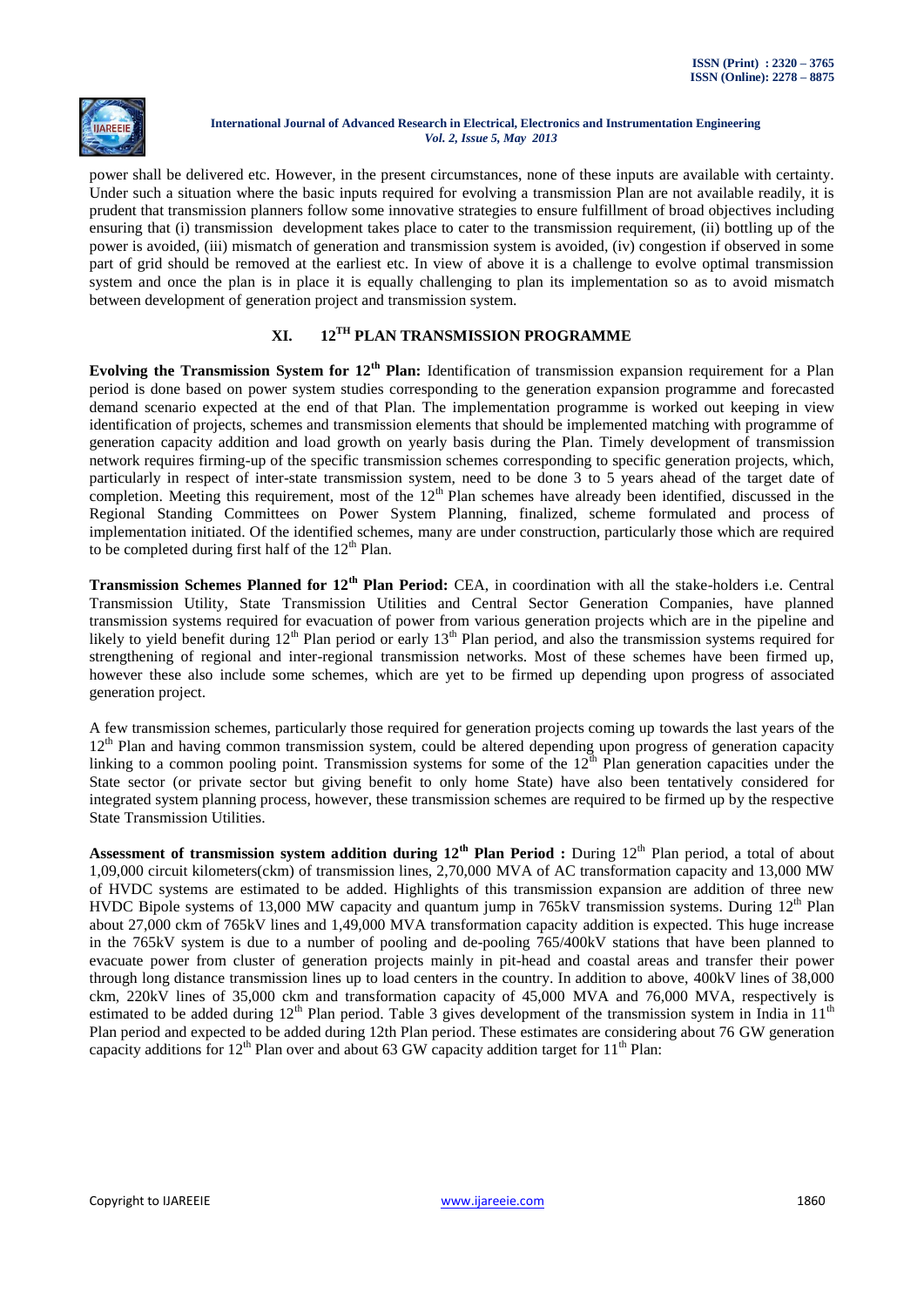power shall be delivered etc. However, in the present circumstances, none of these inputs are available with certainty. Under such a situation where the basic inputs required for evolving a transmission Plan are not available readily, it is prudent that transmission planners follow some innovative strategies to ensure fulfillment of broad objectives including ensuring that (i) transmission development takes place to cater to the transmission requirement, (ii) bottling up of the power is avoided, (iii) mismatch of generation and transmission system is avoided, (iv) congestion if observed in some part of grid should be removed at the earliest etc. In view of above it is a challenge to evolve optimal transmission system and once the plan is in place it is equally challenging to plan its implementation so as to avoid mismatch between development of generation project and transmission system.

## XI. 12[TH] PLAN TRANSMISSION PROGRAMME

**Evolving the Transmission System for 12[th] Plan:** Identification of transmission expansion requirement for a Plan period is done based on power system studies corresponding to the generation expansion programme and forecasted demand scenario expected at the end of that Plan. The implementation programme is worked out keeping in view identification of projects, schemes and transmission elements that should be implemented matching with programme of generation capacity addition and load growth on yearly basis during the Plan. Timely development of transmission network requires firming-up of the specific transmission schemes corresponding to specific generation projects, which, particularly in respect of inter-state transmission system, need to be done 3 to 5 years ahead of the target date of completion. Meeting this requirement, most of the 12[th] Plan schemes have already been identified, discussed in the Regional Standing Committees on Power System Planning, finalized, scheme formulated and process of implementation initiated. Of the identified schemes, many are under construction, particularly those which are required to be completed during first half of the 12[th] Plan.

**Transmission Schemes Planned for 12[th] Plan Period:** CEA, in coordination with all the stake-holders i.e. Central Transmission Utility, State Transmission Utilities and Central Sector Generation Companies, have planned transmission systems required for evacuation of power from various generation projects which are in the pipeline and likely to yield benefit during 12[th] Plan period or early 13[th] Plan period, and also the transmission systems required for strengthening of regional and inter-regional transmission networks. Most of these schemes have been firmed up, however these also include some schemes, which are yet to be firmed up depending upon progress of associated generation project.

A few transmission schemes, particularly those required for generation projects coming up towards the last years of the 12[th] Plan and having common transmission system, could be altered depending upon progress of generation capacity linking to a common pooling point. Transmission systems for some of the 12[th] Plan generation capacities under the State sector (or private sector but giving benefit to only home State) have also been tentatively considered for integrated system planning process, however, these transmission schemes are required to be firmed up by the respective State Transmission Utilities.

**Assessment of transmission system addition during 12[th] Plan Period :** During 12[th] Plan period, a total of about 1,09,000 circuit kilometers(ckm) of transmission lines, 2,70,000 MVA of AC transformation capacity and 13,000 MW of HVDC systems are estimated to be added. Highlights of this transmission expansion are addition of three new HVDC Bipole systems of 13,000 MW capacity and quantum jump in 765kV transmission systems. During 12[th] Plan about 27,000 ckm of 765kV lines and 1,49,000 MVA transformation capacity addition is expected. This huge increase in the 765kV system is due to a number of pooling and de-pooling 765/400kV stations that have been planned to evacuate power from cluster of generation projects mainly in pit-head and coastal areas and transfer their power through long distance transmission lines up to load centers in the country. In addition to above, 400kV lines of 38,000 ckm, 220kV lines of 35,000 ckm and transformation capacity of 45,000 MVA and 76,000 MVA, respectively is estimated to be added during 12[th] Plan period. Table 3 gives development of the transmission system in India in 11[th] Plan period and expected to be added during 12th Plan period. These estimates are considering about 76 GW generation capacity additions for 12[th] Plan over and about 63 GW capacity addition target for 11[th] Plan: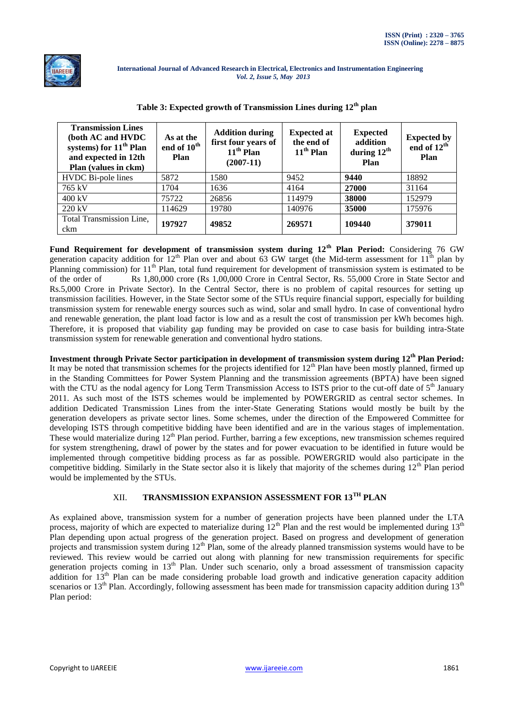**Table 3: Expected growth of Transmission Lines during 12th plan**

| Transmission Lines (both AC and HVDC systems) for 11th Plan and expected in 12th Plan (values in ckm) | As at the end of 10th Plan | Addition during first four years of 11th Plan (2007-11) | Expected at the end of 11th Plan | Expected addition during 12th Plan | Expected by end of 12th Plan |
|---|---|---|---|---|---|
| HVDC Bi-pole lines | 5872 | 1580 | 9452 | **9440** | 18892 |
| 765 kV | 1704 | 1636 | 4164 | **27000** | 31164 |
| 400 kV | 75722 | 26856 | 114979 | **38000** | 152979 |
| 220 kV | 114629 | 19780 | 140976 | **35000** | 175976 |
| Total Transmission Line, ckm | **197927** | **49852** | **269571** | **109440** | **379011** |

**Fund Requirement for development of transmission system during 12th Plan Period:** Considering 76 GW generation capacity addition for 12th Plan over and about 63 GW target (the Mid-term assessment for 11th plan by Planning commission) for 11th Plan, total fund requirement for development of transmission system is estimated to be of the order of Rs 1,80,000 crore (Rs 1,00,000 Crore in Central Sector, Rs. 55,000 Crore in State Sector and Rs.5,000 Crore in Private Sector). In the Central Sector, there is no problem of capital resources for setting up transmission facilities. However, in the State Sector some of the STUs require financial support, especially for building transmission system for renewable energy sources such as wind, solar and small hydro. In case of conventional hydro and renewable generation, the plant load factor is low and as a result the cost of transmission per kWh becomes high. Therefore, it is proposed that viability gap funding may be provided on case to case basis for building intra-State transmission system for renewable generation and conventional hydro stations.

**Investment through Private Sector participation in development of transmission system during 12th Plan Period:** It may be noted that transmission schemes for the projects identified for 12th Plan have been mostly planned, firmed up in the Standing Committees for Power System Planning and the transmission agreements (BPTA) have been signed with the CTU as the nodal agency for Long Term Transmission Access to ISTS prior to the cut-off date of 5th January 2011. As such most of the ISTS schemes would be implemented by POWERGRID as central sector schemes. In addition Dedicated Transmission Lines from the inter-State Generating Stations would mostly be built by the generation developers as private sector lines. Some schemes, under the direction of the Empowered Committee for developing ISTS through competitive bidding have been identified and are in the various stages of implementation. These would materialize during 12th Plan period. Further, barring a few exceptions, new transmission schemes required for system strengthening, drawl of power by the states and for power evacuation to be identified in future would be implemented through competitive bidding process as far as possible. POWERGRID would also participate in the competitive bidding. Similarly in the State sector also it is likely that majority of the schemes during 12th Plan period would be implemented by the STUs.

## XII. TRANSMISSION EXPANSION ASSESSMENT FOR 13TH PLAN

As explained above, transmission system for a number of generation projects have been planned under the LTA process, majority of which are expected to materialize during 12th Plan and the rest would be implemented during 13th Plan depending upon actual progress of the generation project. Based on progress and development of generation projects and transmission system during 12th Plan, some of the already planned transmission systems would have to be reviewed. This review would be carried out along with planning for new transmission requirements for specific generation projects coming in 13th Plan. Under such scenario, only a broad assessment of transmission capacity addition for 13th Plan can be made considering probable load growth and indicative generation capacity addition scenarios or 13th Plan. Accordingly, following assessment has been made for transmission capacity addition during 13th Plan period: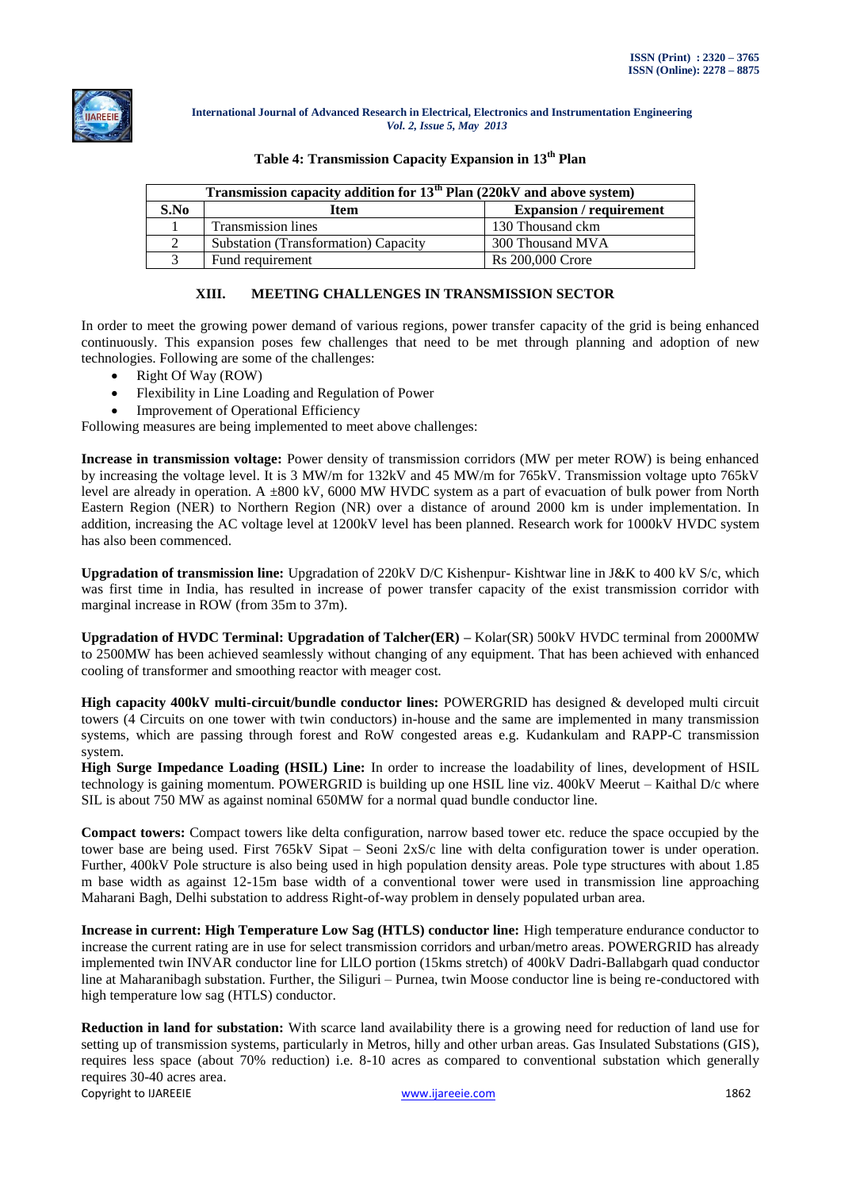**Table 4: Transmission Capacity Expansion in 13th Plan**

| Transmission capacity addition for 13th Plan (220kV and above system) | | |
|---|---|---|
| **S.No** | **Item** | **Expansion / requirement** |
| 1 | Transmission lines | 130 Thousand ckm |
| 2 | Substation (Transformation) Capacity | 300 Thousand MVA |
| 3 | Fund requirement | Rs 200,000 Crore |

## XIII. MEETING CHALLENGES IN TRANSMISSION SECTOR

In order to meet the growing power demand of various regions, power transfer capacity of the grid is being enhanced continuously. This expansion poses few challenges that need to be met through planning and adoption of new technologies. Following are some of the challenges:

- Right Of Way (ROW)
- Flexibility in Line Loading and Regulation of Power
- Improvement of Operational Efficiency

Following measures are being implemented to meet above challenges:

**Increase in transmission voltage:** Power density of transmission corridors (MW per meter ROW) is being enhanced by increasing the voltage level. It is 3 MW/m for 132kV and 45 MW/m for 765kV. Transmission voltage upto 765kV level are already in operation. A ±800 kV, 6000 MW HVDC system as a part of evacuation of bulk power from North Eastern Region (NER) to Northern Region (NR) over a distance of around 2000 km is under implementation. In addition, increasing the AC voltage level at 1200kV level has been planned. Research work for 1000kV HVDC system has also been commenced.

**Upgradation of transmission line:** Upgradation of 220kV D/C Kishenpur- Kishtwar line in J&K to 400 kV S/c, which was first time in India, has resulted in increase of power transfer capacity of the exist transmission corridor with marginal increase in ROW (from 35m to 37m).

**Upgradation of HVDC Terminal: Upgradation of Talcher(ER) –** Kolar(SR) 500kV HVDC terminal from 2000MW to 2500MW has been achieved seamlessly without changing of any equipment. That has been achieved with enhanced cooling of transformer and smoothing reactor with meager cost.

**High capacity 400kV multi-circuit/bundle conductor lines:** POWERGRID has designed & developed multi circuit towers (4 Circuits on one tower with twin conductors) in-house and the same are implemented in many transmission systems, which are passing through forest and RoW congested areas e.g. Kudankulam and RAPP-C transmission system.

**High Surge Impedance Loading (HSIL) Line:** In order to increase the loadability of lines, development of HSIL technology is gaining momentum. POWERGRID is building up one HSIL line viz. 400kV Meerut – Kaithal D/c where SIL is about 750 MW as against nominal 650MW for a normal quad bundle conductor line.

**Compact towers:** Compact towers like delta configuration, narrow based tower etc. reduce the space occupied by the tower base are being used. First 765kV Sipat – Seoni 2xS/c line with delta configuration tower is under operation. Further, 400kV Pole structure is also being used in high population density areas. Pole type structures with about 1.85 m base width as against 12-15m base width of a conventional tower were used in transmission line approaching Maharani Bagh, Delhi substation to address Right-of-way problem in densely populated urban area.

**Increase in current: High Temperature Low Sag (HTLS) conductor line:** High temperature endurance conductor to increase the current rating are in use for select transmission corridors and urban/metro areas. POWERGRID has already implemented twin INVAR conductor line for LILO portion (15kms stretch) of 400kV Dadri-Ballabgarh quad conductor line at Maharanibagh substation. Further, the Siliguri – Purnea, twin Moose conductor line is being re-conductored with high temperature low sag (HTLS) conductor.

**Reduction in land for substation:** With scarce land availability there is a growing need for reduction of land use for setting up of transmission systems, particularly in Metros, hilly and other urban areas. Gas Insulated Substations (GIS), requires less space (about 70% reduction) i.e. 8-10 acres as compared to conventional substation which generally requires 30-40 acres area.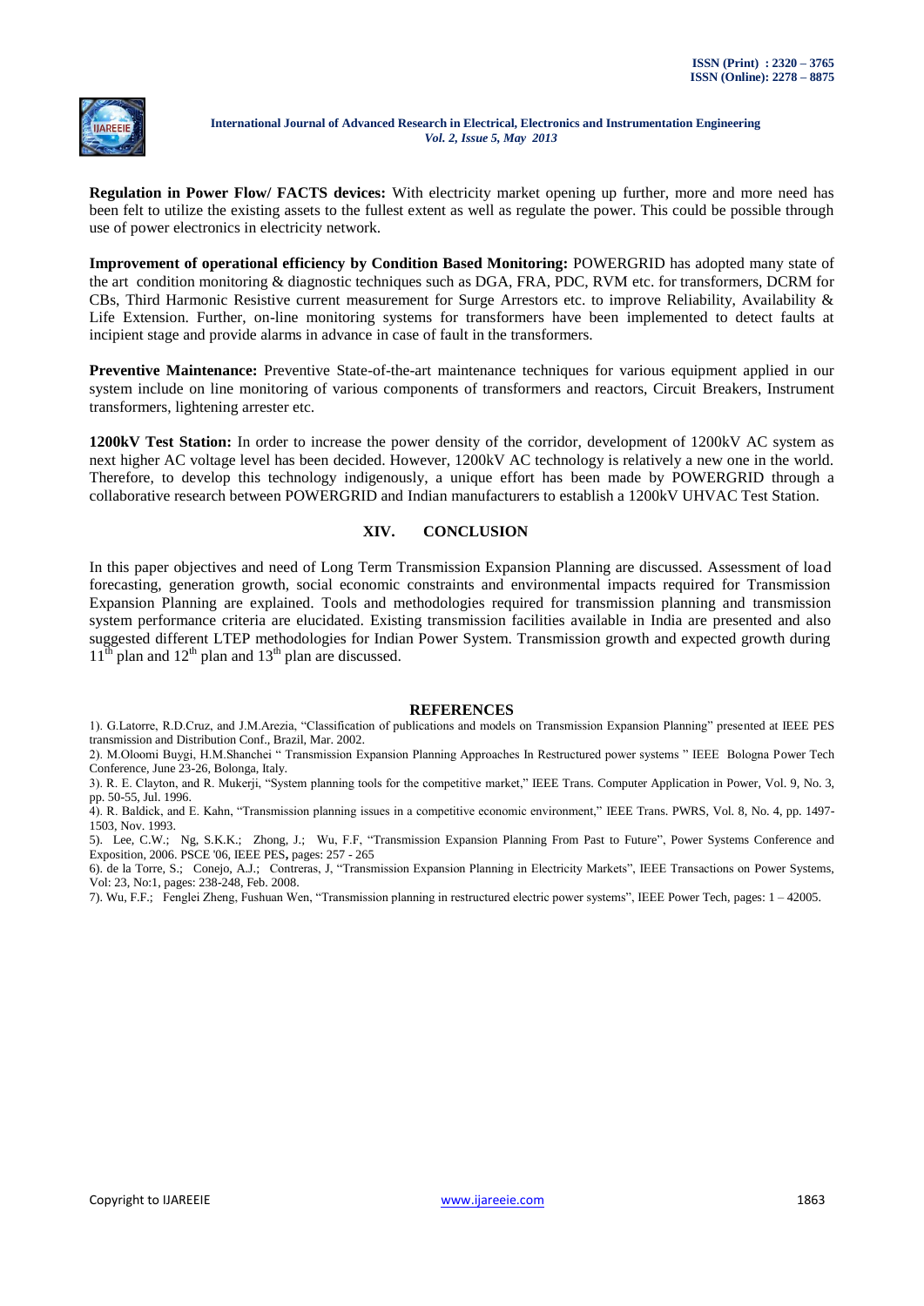**Regulation in Power Flow/ FACTS devices:** With electricity market opening up further, more and more need has been felt to utilize the existing assets to the fullest extent as well as regulate the power. This could be possible through use of power electronics in electricity network.

**Improvement of operational efficiency by Condition Based Monitoring:** POWERGRID has adopted many state of the art condition monitoring & diagnostic techniques such as DGA, FRA, PDC, RVM etc. for transformers, DCRM for CBs, Third Harmonic Resistive current measurement for Surge Arrestors etc. to improve Reliability, Availability & Life Extension. Further, on-line monitoring systems for transformers have been implemented to detect faults at incipient stage and provide alarms in advance in case of fault in the transformers.

**Preventive Maintenance:** Preventive State-of-the-art maintenance techniques for various equipment applied in our system include on line monitoring of various components of transformers and reactors, Circuit Breakers, Instrument transformers, lightening arrester etc.

**1200kV Test Station:** In order to increase the power density of the corridor, development of 1200kV AC system as next higher AC voltage level has been decided. However, 1200kV AC technology is relatively a new one in the world. Therefore, to develop this technology indigenously, a unique effort has been made by POWERGRID through a collaborative research between POWERGRID and Indian manufacturers to establish a 1200kV UHVAC Test Station.

## XIV. CONCLUSION

In this paper objectives and need of Long Term Transmission Expansion Planning are discussed. Assessment of load forecasting, generation growth, social economic constraints and environmental impacts required for Transmission Expansion Planning are explained. Tools and methodologies required for transmission planning and transmission system performance criteria are elucidated. Existing transmission facilities available in India are presented and also suggested different LTEP methodologies for Indian Power System. Transmission growth and expected growth during $11^{th}$ plan and $12^{th}$ plan and $13^{th}$ plan are discussed.

## REFERENCES

1). G.Latorre, R.D.Cruz, and J.M.Arezia, "Classification of publications and models on Transmission Expansion Planning" presented at IEEE PES transmission and Distribution Conf., Brazil, Mar. 2002.

2). M.Oloomi Buygi, H.M.Shanchei " Transmission Expansion Planning Approaches In Restructured power systems " IEEE Bologna Power Tech Conference, June 23-26, Bolonga, Italy.

3). R. E. Clayton, and R. Mukerji, "System planning tools for the competitive market," IEEE Trans. Computer Application in Power, Vol. 9, No. 3, pp. 50-55, Jul. 1996.

4). R. Baldick, and E. Kahn, "Transmission planning issues in a competitive economic environment," IEEE Trans. PWRS, Vol. 8, No. 4, pp. 1497-1503, Nov. 1993.

5). Lee, C.W.; Ng, S.K.K.; Zhong, J.; Wu, F.F, "Transmission Expansion Planning From Past to Future", Power Systems Conference and Exposition, 2006. PSCE '06, IEEE PES, pages: 257 - 265

6). de la Torre, S.; Conejo, A.J.; Contreras, J, "Transmission Expansion Planning in Electricity Markets", IEEE Transactions on Power Systems, Vol: 23, No:1, pages: 238-248, Feb. 2008.

7). Wu, F.F.; Fenglei Zheng, Fushuan Wen, "Transmission planning in restructured electric power systems", IEEE Power Tech, pages: 1 – 42005.